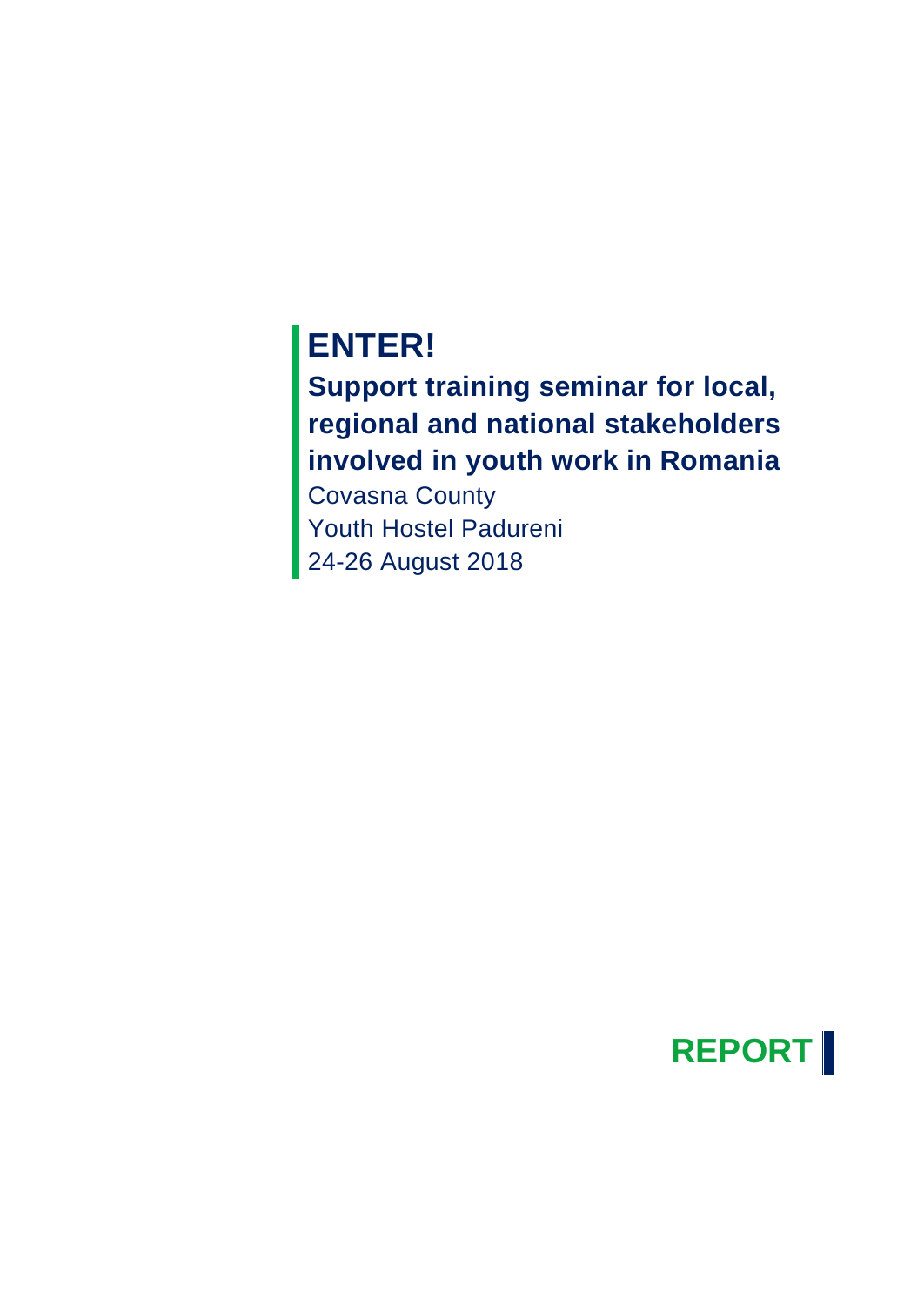# ENTER!

## Support training seminar for local, regional and national stakeholders involved in youth work in Romania

Covasna County

Youth Hostel Padureni

24-26 August 2018

**REPORT**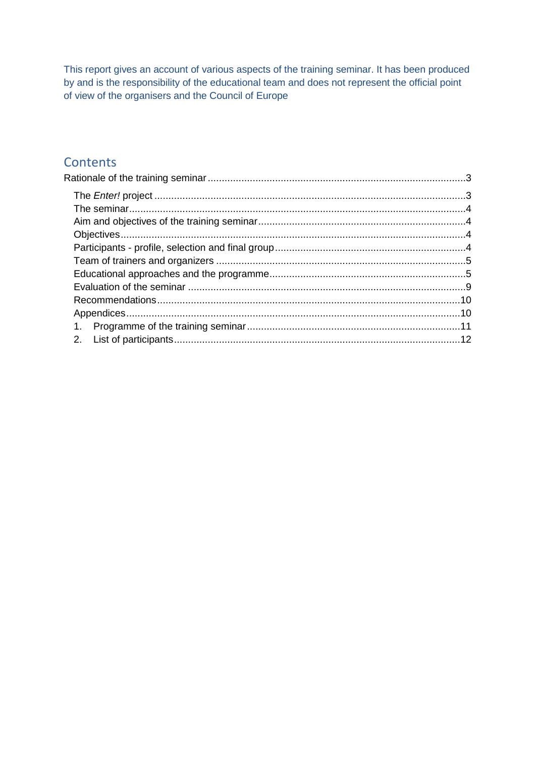This report gives an account of various aspects of the training seminar. It has been produced by and is the responsibility of the educational team and does not represent the official point of view of the organisers and the Council of Europe

## Contents

Rationale of the training seminar .......... 3

- The *Enter!* project .......... 3
- The seminar .......... 4
- Aim and objectives of the training seminar .......... 4
- Objectives .......... 4
- Participants - profile, selection and final group .......... 4
- Team of trainers and organizers .......... 5
- Educational approaches and the programme .......... 5
- Evaluation of the seminar .......... 9
- Recommendations .......... 10
- Appendices .......... 10
  1. Programme of the training seminar .......... 11
  2. List of participants .......... 12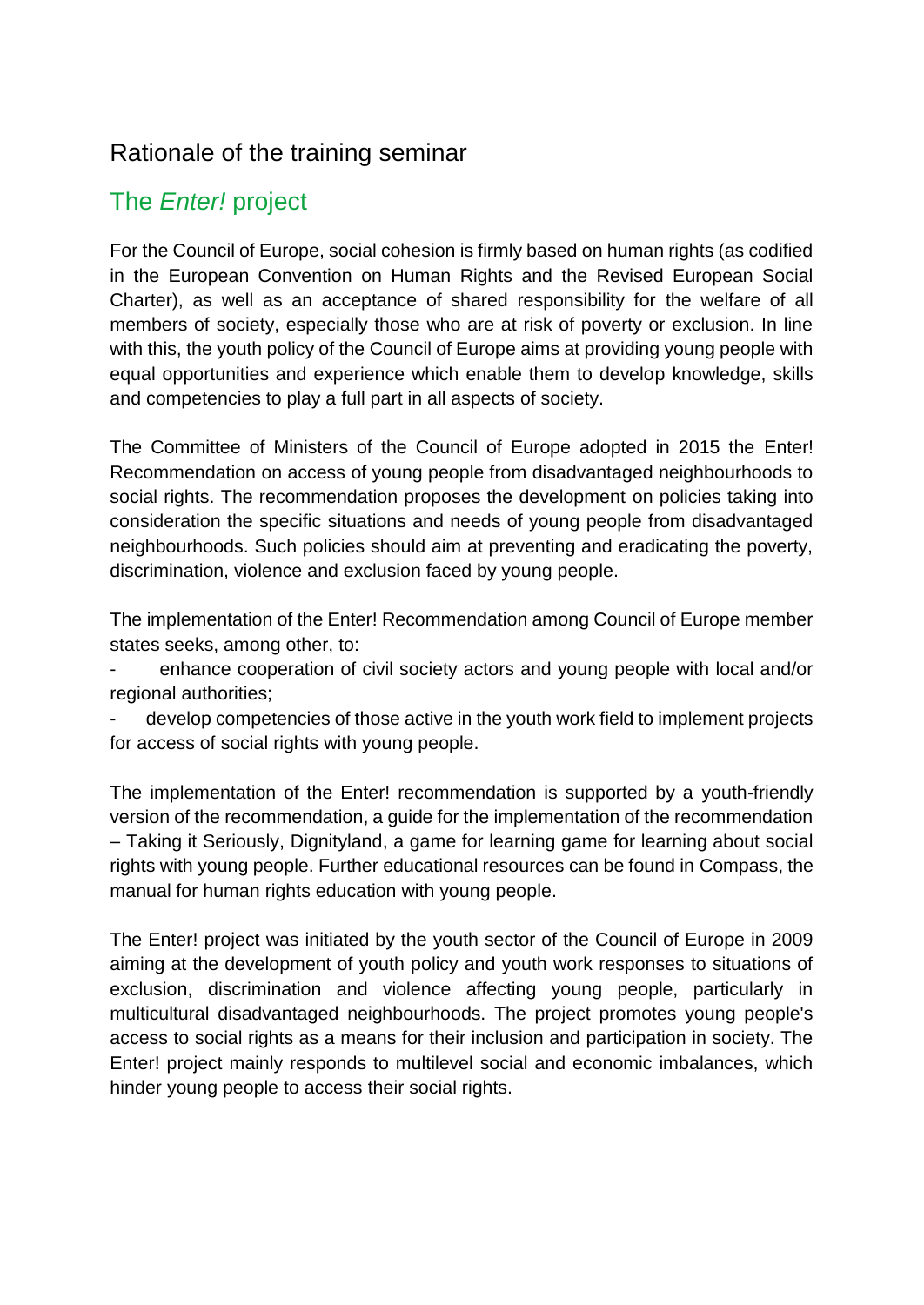# Rationale of the training seminar

## The *Enter!* project

For the Council of Europe, social cohesion is firmly based on human rights (as codified in the European Convention on Human Rights and the Revised European Social Charter), as well as an acceptance of shared responsibility for the welfare of all members of society, especially those who are at risk of poverty or exclusion. In line with this, the youth policy of the Council of Europe aims at providing young people with equal opportunities and experience which enable them to develop knowledge, skills and competencies to play a full part in all aspects of society.

The Committee of Ministers of the Council of Europe adopted in 2015 the Enter! Recommendation on access of young people from disadvantaged neighbourhoods to social rights. The recommendation proposes the development on policies taking into consideration the specific situations and needs of young people from disadvantaged neighbourhoods. Such policies should aim at preventing and eradicating the poverty, discrimination, violence and exclusion faced by young people.

The implementation of the Enter! Recommendation among Council of Europe member states seeks, among other, to:

- enhance cooperation of civil society actors and young people with local and/or regional authorities;
- develop competencies of those active in the youth work field to implement projects for access of social rights with young people.

The implementation of the Enter! recommendation is supported by a youth-friendly version of the recommendation, a guide for the implementation of the recommendation – Taking it Seriously, Dignityland, a game for learning game for learning about social rights with young people. Further educational resources can be found in Compass, the manual for human rights education with young people.

The Enter! project was initiated by the youth sector of the Council of Europe in 2009 aiming at the development of youth policy and youth work responses to situations of exclusion, discrimination and violence affecting young people, particularly in multicultural disadvantaged neighbourhoods. The project promotes young people's access to social rights as a means for their inclusion and participation in society. The Enter! project mainly responds to multilevel social and economic imbalances, which hinder young people to access their social rights.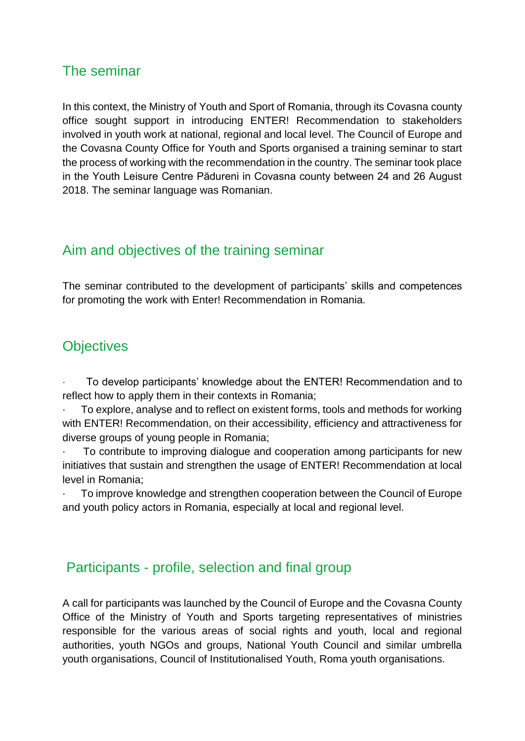## The seminar

In this context, the Ministry of Youth and Sport of Romania, through its Covasna county office sought support in introducing ENTER! Recommendation to stakeholders involved in youth work at national, regional and local level. The Council of Europe and the Covasna County Office for Youth and Sports organised a training seminar to start the process of working with the recommendation in the country. The seminar took place in the Youth Leisure Centre Pădureni in Covasna county between 24 and 26 August 2018. The seminar language was Romanian.

## Aim and objectives of the training seminar

The seminar contributed to the development of participants' skills and competences for promoting the work with Enter! Recommendation in Romania.

## Objectives

- To develop participants' knowledge about the ENTER! Recommendation and to reflect how to apply them in their contexts in Romania;
- To explore, analyse and to reflect on existent forms, tools and methods for working with ENTER! Recommendation, on their accessibility, efficiency and attractiveness for diverse groups of young people in Romania;
- To contribute to improving dialogue and cooperation among participants for new initiatives that sustain and strengthen the usage of ENTER! Recommendation at local level in Romania;
- To improve knowledge and strengthen cooperation between the Council of Europe and youth policy actors in Romania, especially at local and regional level.

## Participants - profile, selection and final group

A call for participants was launched by the Council of Europe and the Covasna County Office of the Ministry of Youth and Sports targeting representatives of ministries responsible for the various areas of social rights and youth, local and regional authorities, youth NGOs and groups, National Youth Council and similar umbrella youth organisations, Council of Institutionalised Youth, Roma youth organisations.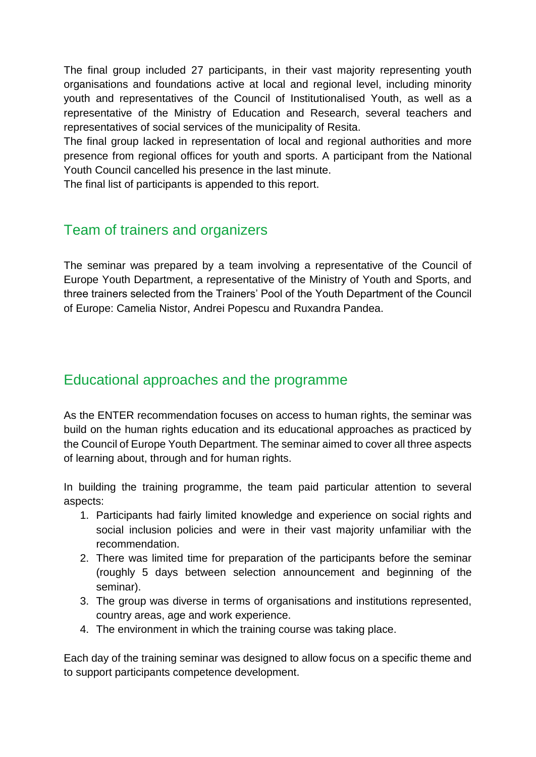The final group included 27 participants, in their vast majority representing youth organisations and foundations active at local and regional level, including minority youth and representatives of the Council of Institutionalised Youth, as well as a representative of the Ministry of Education and Research, several teachers and representatives of social services of the municipality of Resita.

The final group lacked in representation of local and regional authorities and more presence from regional offices for youth and sports. A participant from the National Youth Council cancelled his presence in the last minute.

The final list of participants is appended to this report.

## Team of trainers and organizers

The seminar was prepared by a team involving a representative of the Council of Europe Youth Department, a representative of the Ministry of Youth and Sports, and three trainers selected from the Trainers' Pool of the Youth Department of the Council of Europe: Camelia Nistor, Andrei Popescu and Ruxandra Pandea.

## Educational approaches and the programme

As the ENTER recommendation focuses on access to human rights, the seminar was build on the human rights education and its educational approaches as practiced by the Council of Europe Youth Department. The seminar aimed to cover all three aspects of learning about, through and for human rights.

In building the training programme, the team paid particular attention to several aspects:

1. Participants had fairly limited knowledge and experience on social rights and social inclusion policies and were in their vast majority unfamiliar with the recommendation.
2. There was limited time for preparation of the participants before the seminar (roughly 5 days between selection announcement and beginning of the seminar).
3. The group was diverse in terms of organisations and institutions represented, country areas, age and work experience.
4. The environment in which the training course was taking place.

Each day of the training seminar was designed to allow focus on a specific theme and to support participants competence development.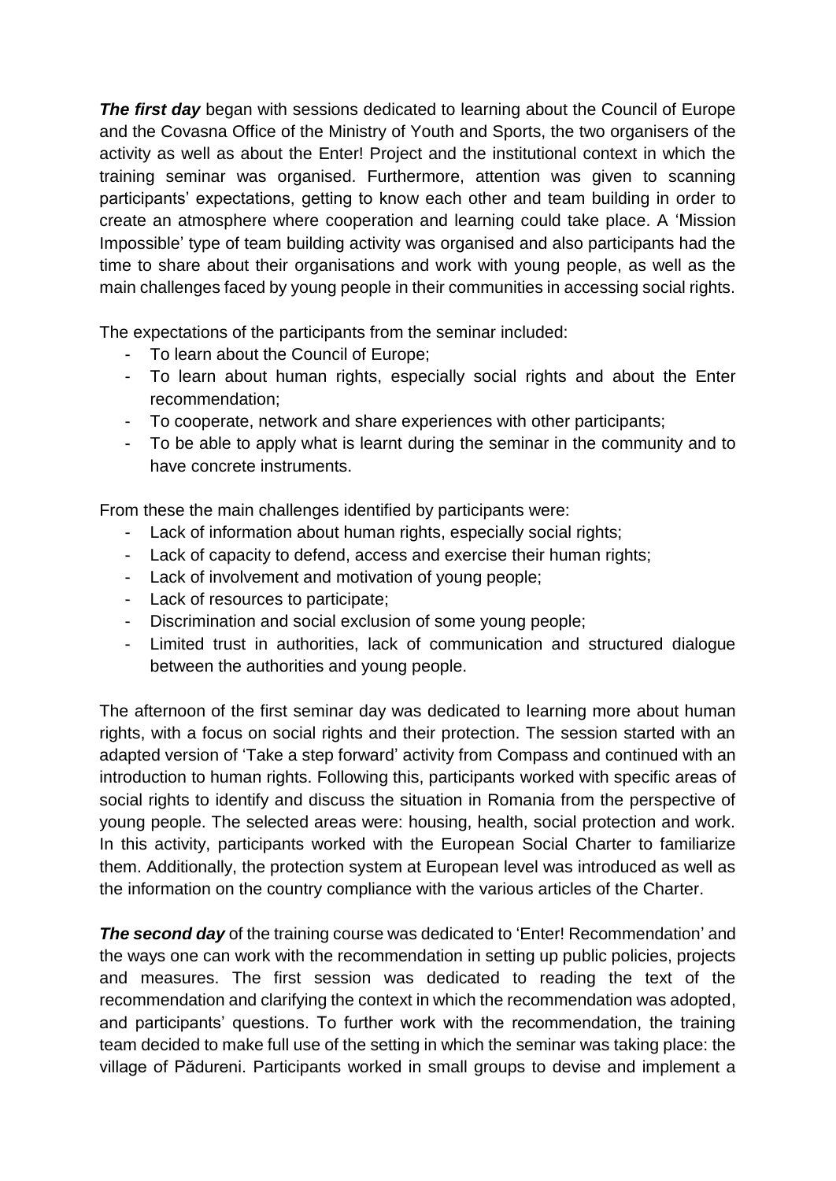***The first day*** began with sessions dedicated to learning about the Council of Europe and the Covasna Office of the Ministry of Youth and Sports, the two organisers of the activity as well as about the Enter! Project and the institutional context in which the training seminar was organised. Furthermore, attention was given to scanning participants' expectations, getting to know each other and team building in order to create an atmosphere where cooperation and learning could take place. A 'Mission Impossible' type of team building activity was organised and also participants had the time to share about their organisations and work with young people, as well as the main challenges faced by young people in their communities in accessing social rights.

The expectations of the participants from the seminar included:

- To learn about the Council of Europe;
- To learn about human rights, especially social rights and about the Enter recommendation;
- To cooperate, network and share experiences with other participants;
- To be able to apply what is learnt during the seminar in the community and to have concrete instruments.

From these the main challenges identified by participants were:

- Lack of information about human rights, especially social rights;
- Lack of capacity to defend, access and exercise their human rights;
- Lack of involvement and motivation of young people;
- Lack of resources to participate;
- Discrimination and social exclusion of some young people;
- Limited trust in authorities, lack of communication and structured dialogue between the authorities and young people.

The afternoon of the first seminar day was dedicated to learning more about human rights, with a focus on social rights and their protection. The session started with an adapted version of 'Take a step forward' activity from Compass and continued with an introduction to human rights. Following this, participants worked with specific areas of social rights to identify and discuss the situation in Romania from the perspective of young people. The selected areas were: housing, health, social protection and work. In this activity, participants worked with the European Social Charter to familiarize them. Additionally, the protection system at European level was introduced as well as the information on the country compliance with the various articles of the Charter.

***The second day*** of the training course was dedicated to 'Enter! Recommendation' and the ways one can work with the recommendation in setting up public policies, projects and measures. The first session was dedicated to reading the text of the recommendation and clarifying the context in which the recommendation was adopted, and participants' questions. To further work with the recommendation, the training team decided to make full use of the setting in which the seminar was taking place: the village of Pădureni. Participants worked in small groups to devise and implement a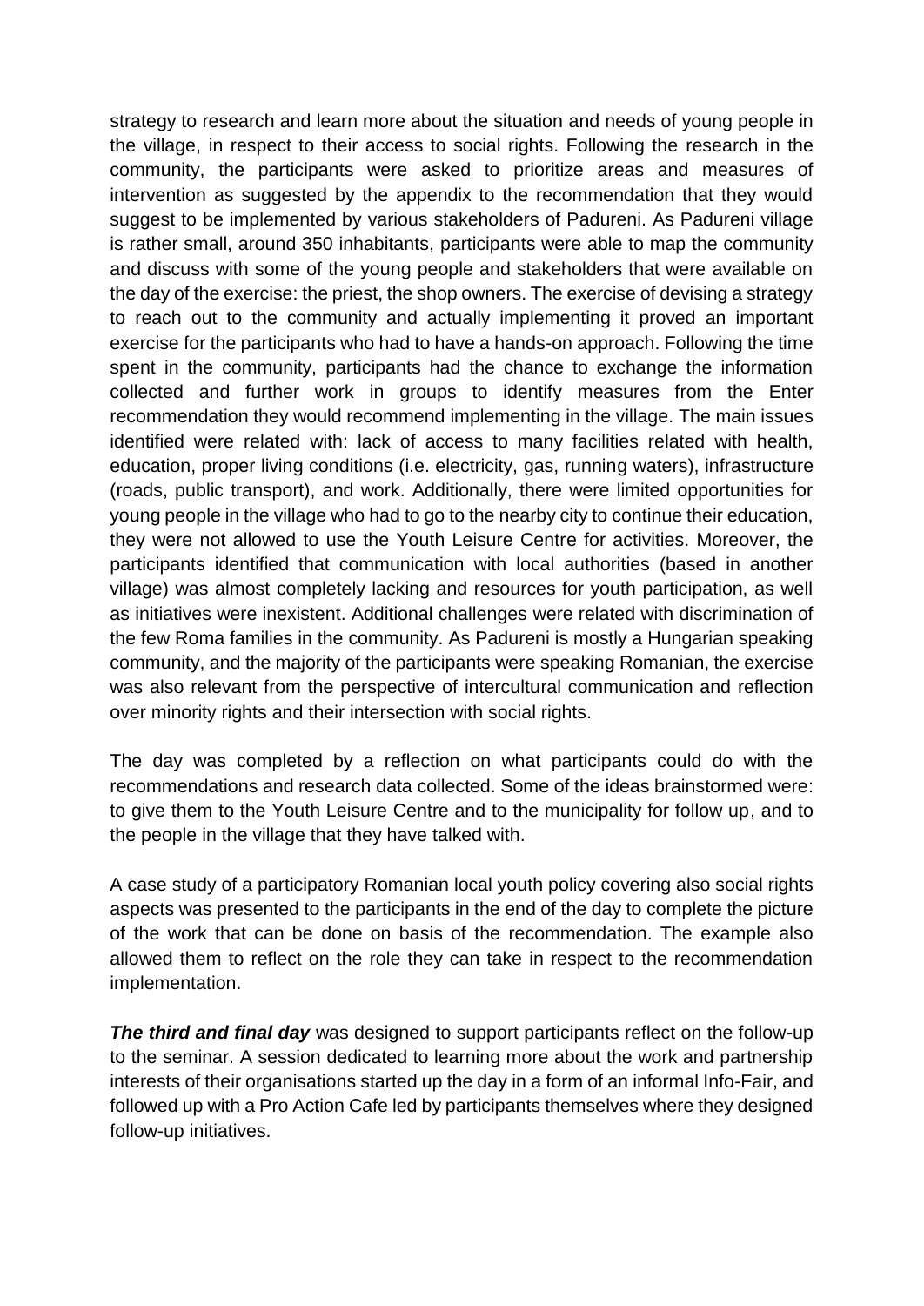strategy to research and learn more about the situation and needs of young people in the village, in respect to their access to social rights. Following the research in the community, the participants were asked to prioritize areas and measures of intervention as suggested by the appendix to the recommendation that they would suggest to be implemented by various stakeholders of Padureni. As Padureni village is rather small, around 350 inhabitants, participants were able to map the community and discuss with some of the young people and stakeholders that were available on the day of the exercise: the priest, the shop owners. The exercise of devising a strategy to reach out to the community and actually implementing it proved an important exercise for the participants who had to have a hands-on approach. Following the time spent in the community, participants had the chance to exchange the information collected and further work in groups to identify measures from the Enter recommendation they would recommend implementing in the village. The main issues identified were related with: lack of access to many facilities related with health, education, proper living conditions (i.e. electricity, gas, running waters), infrastructure (roads, public transport), and work. Additionally, there were limited opportunities for young people in the village who had to go to the nearby city to continue their education, they were not allowed to use the Youth Leisure Centre for activities. Moreover, the participants identified that communication with local authorities (based in another village) was almost completely lacking and resources for youth participation, as well as initiatives were inexistent. Additional challenges were related with discrimination of the few Roma families in the community. As Padureni is mostly a Hungarian speaking community, and the majority of the participants were speaking Romanian, the exercise was also relevant from the perspective of intercultural communication and reflection over minority rights and their intersection with social rights.

The day was completed by a reflection on what participants could do with the recommendations and research data collected. Some of the ideas brainstormed were: to give them to the Youth Leisure Centre and to the municipality for follow up, and to the people in the village that they have talked with.

A case study of a participatory Romanian local youth policy covering also social rights aspects was presented to the participants in the end of the day to complete the picture of the work that can be done on basis of the recommendation. The example also allowed them to reflect on the role they can take in respect to the recommendation implementation.

***The third and final day*** was designed to support participants reflect on the follow-up to the seminar. A session dedicated to learning more about the work and partnership interests of their organisations started up the day in a form of an informal Info-Fair, and followed up with a Pro Action Cafe led by participants themselves where they designed follow-up initiatives.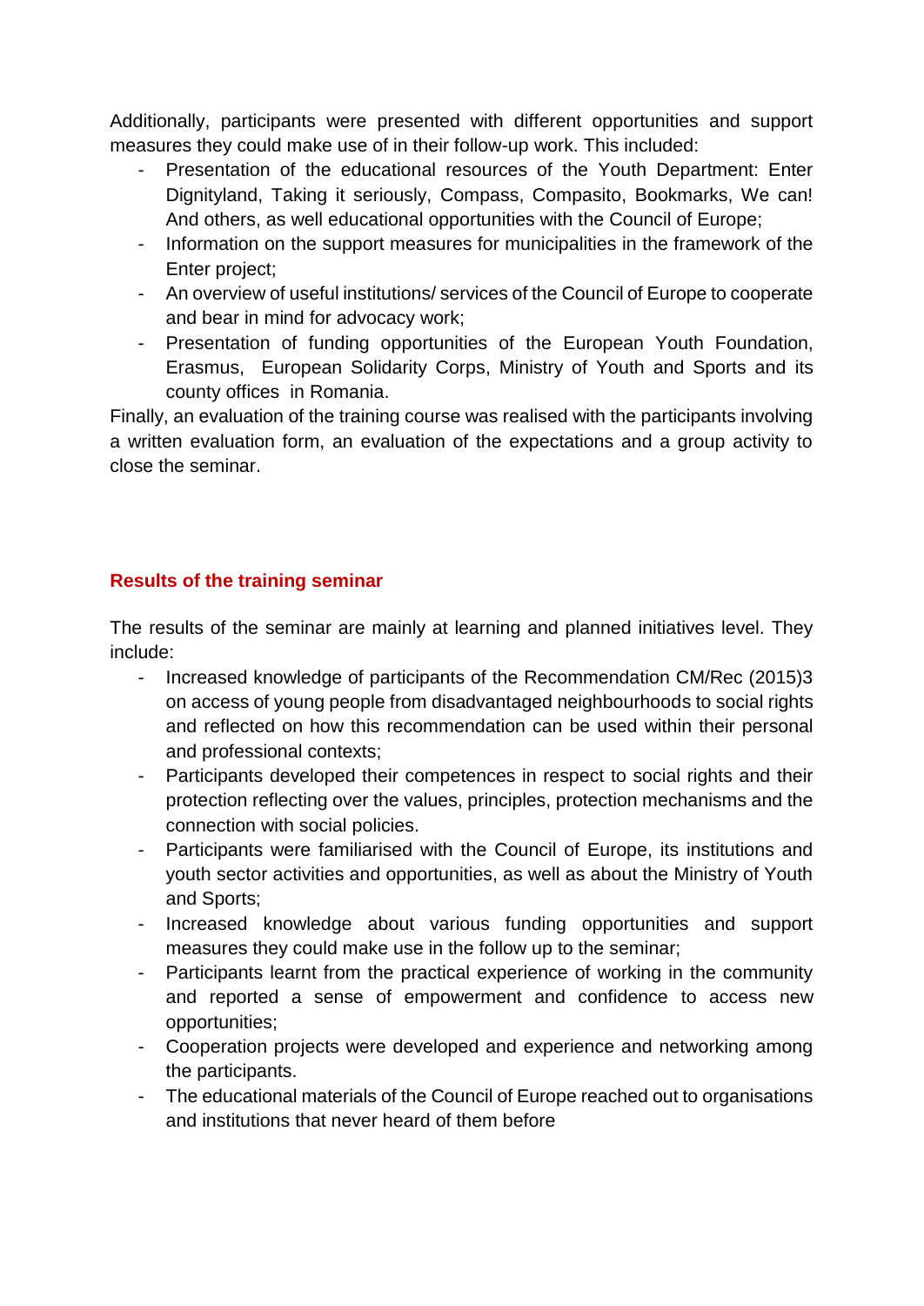Additionally, participants were presented with different opportunities and support measures they could make use of in their follow-up work. This included:

- Presentation of the educational resources of the Youth Department: Enter Dignityland, Taking it seriously, Compass, Compasito, Bookmarks, We can! And others, as well educational opportunities with the Council of Europe;
- Information on the support measures for municipalities in the framework of the Enter project;
- An overview of useful institutions/ services of the Council of Europe to cooperate and bear in mind for advocacy work;
- Presentation of funding opportunities of the European Youth Foundation, Erasmus, European Solidarity Corps, Ministry of Youth and Sports and its county offices in Romania.

Finally, an evaluation of the training course was realised with the participants involving a written evaluation form, an evaluation of the expectations and a group activity to close the seminar.

## Results of the training seminar

The results of the seminar are mainly at learning and planned initiatives level. They include:

- Increased knowledge of participants of the Recommendation CM/Rec (2015)3 on access of young people from disadvantaged neighbourhoods to social rights and reflected on how this recommendation can be used within their personal and professional contexts;
- Participants developed their competences in respect to social rights and their protection reflecting over the values, principles, protection mechanisms and the connection with social policies.
- Participants were familiarised with the Council of Europe, its institutions and youth sector activities and opportunities, as well as about the Ministry of Youth and Sports;
- Increased knowledge about various funding opportunities and support measures they could make use in the follow up to the seminar;
- Participants learnt from the practical experience of working in the community and reported a sense of empowerment and confidence to access new opportunities;
- Cooperation projects were developed and experience and networking among the participants.
- The educational materials of the Council of Europe reached out to organisations and institutions that never heard of them before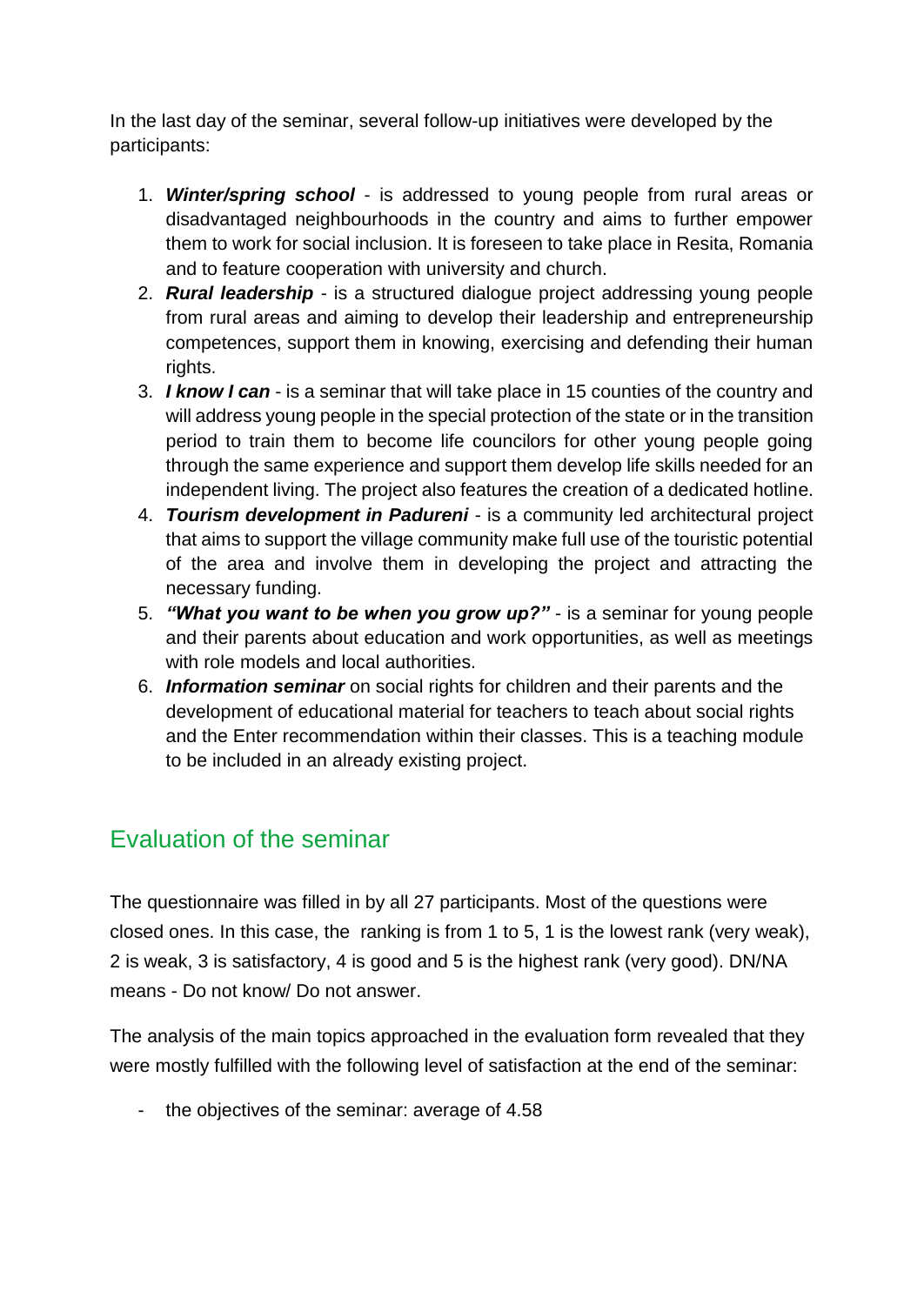In the last day of the seminar, several follow-up initiatives were developed by the participants:

1. ***Winter/spring school*** - is addressed to young people from rural areas or disadvantaged neighbourhoods in the country and aims to further empower them to work for social inclusion. It is foreseen to take place in Resita, Romania and to feature cooperation with university and church.
2. ***Rural leadership*** - is a structured dialogue project addressing young people from rural areas and aiming to develop their leadership and entrepreneurship competences, support them in knowing, exercising and defending their human rights.
3. ***I know I can*** - is a seminar that will take place in 15 counties of the country and will address young people in the special protection of the state or in the transition period to train them to become life councilors for other young people going through the same experience and support them develop life skills needed for an independent living. The project also features the creation of a dedicated hotline.
4. ***Tourism development in Padureni*** - is a community led architectural project that aims to support the village community make full use of the touristic potential of the area and involve them in developing the project and attracting the necessary funding.
5. ***"What you want to be when you grow up?"*** - is a seminar for young people and their parents about education and work opportunities, as well as meetings with role models and local authorities.
6. ***Information seminar*** on social rights for children and their parents and the development of educational material for teachers to teach about social rights and the Enter recommendation within their classes. This is a teaching module to be included in an already existing project.

## Evaluation of the seminar

The questionnaire was filled in by all 27 participants. Most of the questions were closed ones. In this case, the ranking is from 1 to 5, 1 is the lowest rank (very weak), 2 is weak, 3 is satisfactory, 4 is good and 5 is the highest rank (very good). DN/NA means - Do not know/ Do not answer.

The analysis of the main topics approached in the evaluation form revealed that they were mostly fulfilled with the following level of satisfaction at the end of the seminar:

- the objectives of the seminar: average of 4.58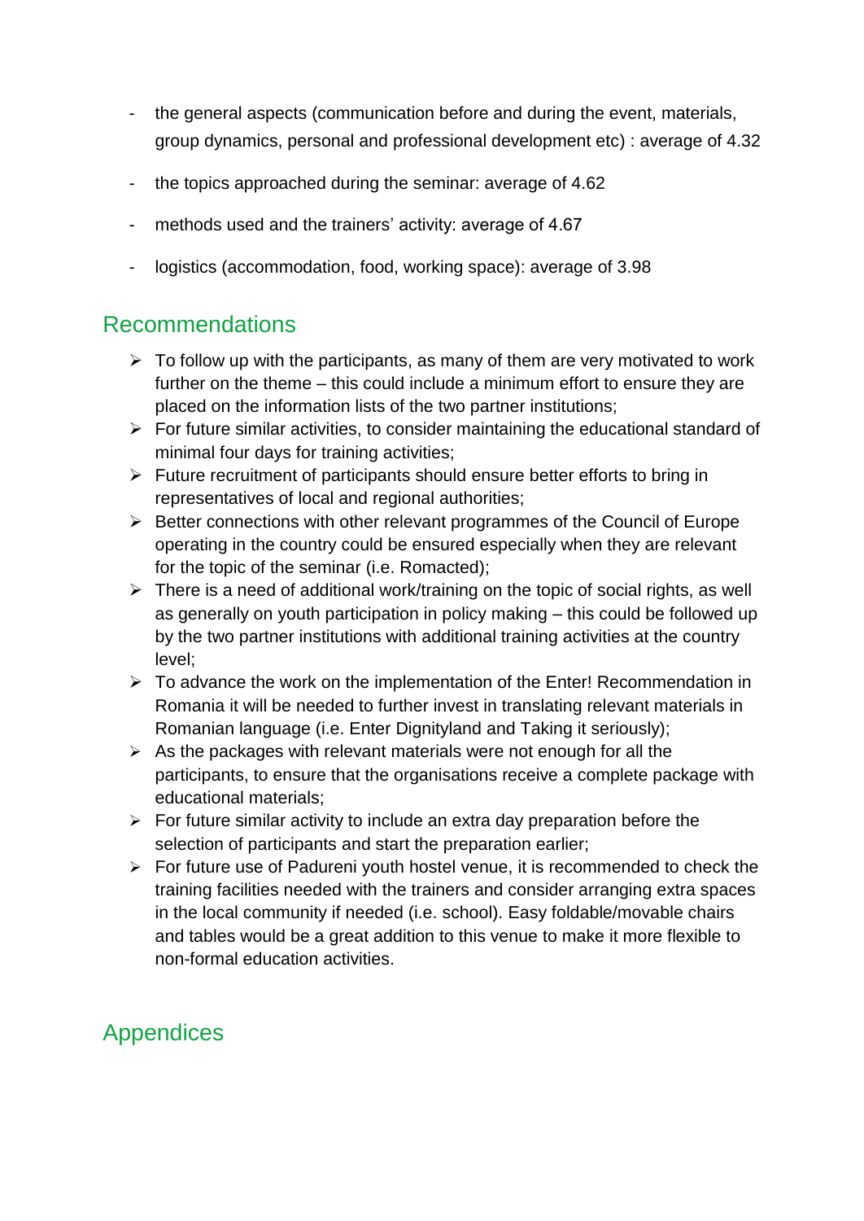- the general aspects (communication before and during the event, materials, group dynamics, personal and professional development etc) : average of 4.32
- the topics approached during the seminar: average of 4.62
- methods used and the trainers' activity: average of 4.67
- logistics (accommodation, food, working space): average of 3.98

## Recommendations

- To follow up with the participants, as many of them are very motivated to work further on the theme – this could include a minimum effort to ensure they are placed on the information lists of the two partner institutions;
- For future similar activities, to consider maintaining the educational standard of minimal four days for training activities;
- Future recruitment of participants should ensure better efforts to bring in representatives of local and regional authorities;
- Better connections with other relevant programmes of the Council of Europe operating in the country could be ensured especially when they are relevant for the topic of the seminar (i.e. Romacted);
- There is a need of additional work/training on the topic of social rights, as well as generally on youth participation in policy making – this could be followed up by the two partner institutions with additional training activities at the country level;
- To advance the work on the implementation of the Enter! Recommendation in Romania it will be needed to further invest in translating relevant materials in Romanian language (i.e. Enter Dignityland and Taking it seriously);
- As the packages with relevant materials were not enough for all the participants, to ensure that the organisations receive a complete package with educational materials;
- For future similar activity to include an extra day preparation before the selection of participants and start the preparation earlier;
- For future use of Padureni youth hostel venue, it is recommended to check the training facilities needed with the trainers and consider arranging extra spaces in the local community if needed (i.e. school). Easy foldable/movable chairs and tables would be a great addition to this venue to make it more flexible to non-formal education activities.

## Appendices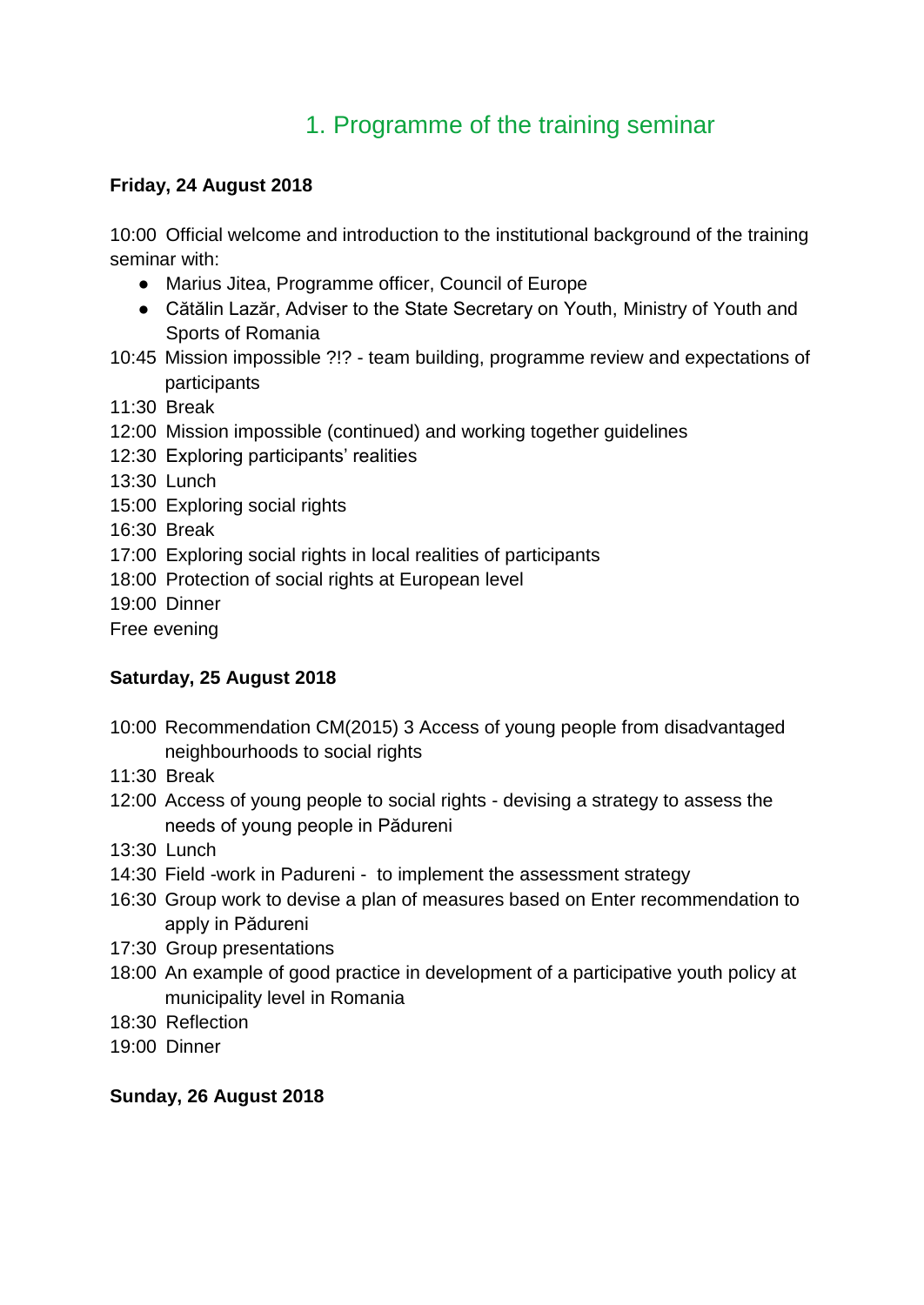# 1. Programme of the training seminar

**Friday, 24 August 2018**

10:00 Official welcome and introduction to the institutional background of the training seminar with:

- Marius Jitea, Programme officer, Council of Europe
- Cătălin Lazăr, Adviser to the State Secretary on Youth, Ministry of Youth and Sports of Romania

10:45 Mission impossible ?!? - team building, programme review and expectations of participants
11:30 Break
12:00 Mission impossible (continued) and working together guidelines
12:30 Exploring participants' realities
13:30 Lunch
15:00 Exploring social rights
16:30 Break
17:00 Exploring social rights in local realities of participants
18:00 Protection of social rights at European level
19:00 Dinner
Free evening

**Saturday, 25 August 2018**

10:00 Recommendation CM(2015) 3 Access of young people from disadvantaged neighbourhoods to social rights
11:30 Break
12:00 Access of young people to social rights - devising a strategy to assess the needs of young people in Pădureni
13:30 Lunch
14:30 Field -work in Padureni - to implement the assessment strategy
16:30 Group work to devise a plan of measures based on Enter recommendation to apply in Pădureni
17:30 Group presentations
18:00 An example of good practice in development of a participative youth policy at municipality level in Romania
18:30 Reflection
19:00 Dinner

**Sunday, 26 August 2018**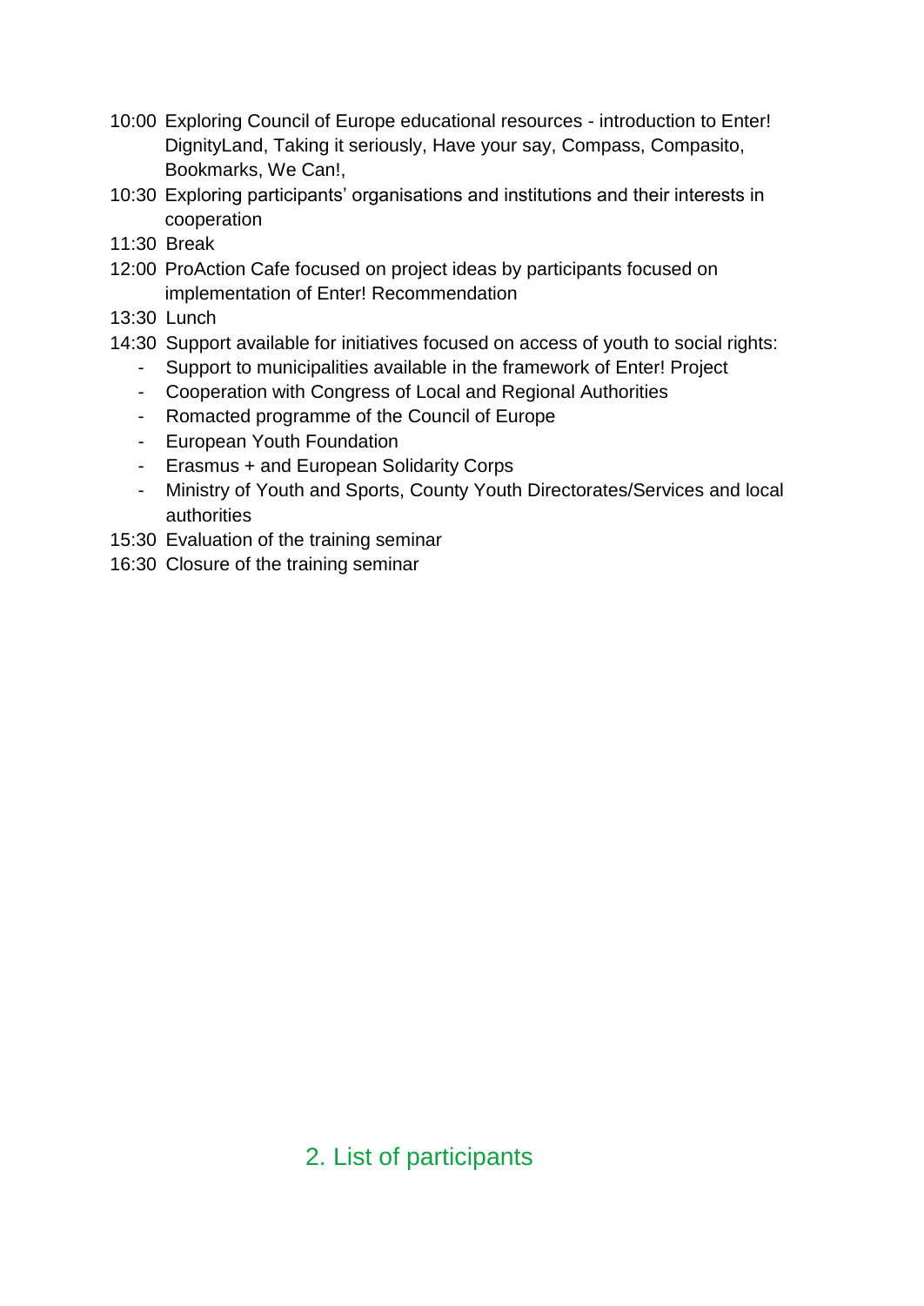10:00 Exploring Council of Europe educational resources - introduction to Enter! DignityLand, Taking it seriously, Have your say, Compass, Compasito, Bookmarks, We Can!,

10:30 Exploring participants' organisations and institutions and their interests in cooperation

11:30 Break

12:00 ProAction Cafe focused on project ideas by participants focused on implementation of Enter! Recommendation

13:30 Lunch

14:30 Support available for initiatives focused on access of youth to social rights:

- Support to municipalities available in the framework of Enter! Project
- Cooperation with Congress of Local and Regional Authorities
- Romacted programme of the Council of Europe
- European Youth Foundation
- Erasmus + and European Solidarity Corps
- Ministry of Youth and Sports, County Youth Directorates/Services and local authorities

15:30 Evaluation of the training seminar

16:30 Closure of the training seminar

## 2. List of participants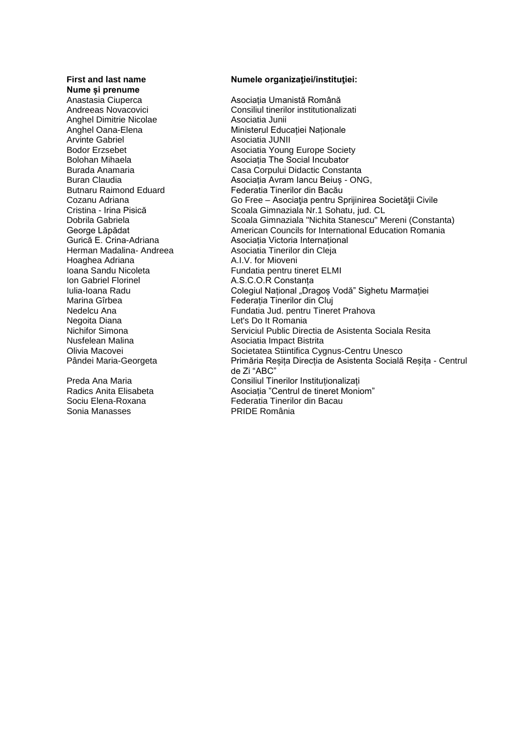| First and last name<br>Nume și prenume | Numele organizaţiei/instituţiei: |
|---|---|
| Anastasia Ciuperca | Asociația Umanistă Română |
| Andreeas Novacovici | Consiliul tinerilor institutionalizati |
| Anghel Dimitrie Nicolae | Asociatia Junii |
| Anghel Oana-Elena | Ministerul Educației Naționale |
| Arvinte Gabriel | Asociatia JUNII |
| Bodor Erzsebet | Asociatia Young Europe Society |
| Bolohan Mihaela | Asociația The Social Incubator |
| Burada Anamaria | Casa Corpului Didactic Constanta |
| Buran Claudia | Asociația Avram Iancu Beiuș - ONG, |
| Butnaru Raimond Eduard | Federatia Tinerilor din Bacău |
| Cozanu Adriana | Go Free – Asociaţia pentru Sprijinirea Societăţii Civile |
| Cristina - Irina Pisică | Scoala Gimnaziala Nr.1 Sohatu, jud. CL |
| Dobrila Gabriela | Scoala Gimnaziala "Nichita Stanescu" Mereni (Constanta) |
| George Lăpădat | American Councils for International Education Romania |
| Gurică E. Crina-Adriana | Asociația Victoria Internațional |
| Herman Madalina- Andreea | Asociatia Tinerilor din Cleja |
| Hoaghea Adriana | A.I.V. for Mioveni |
| Ioana Sandu Nicoleta | Fundatia pentru tineret ELMI |
| Ion Gabriel Florinel | A.S.C.O.R Constanța |
| Iulia-Ioana Radu | Colegiul Național „Dragoș Vodă" Sighetu Marmației |
| Marina Gîrbea | Federația Tinerilor din Cluj |
| Nedelcu Ana | Fundatia Jud. pentru Tineret Prahova |
| Negoita Diana | Let's Do It Romania |
| Nichifor Simona | Serviciul Public Directia de Asistenta Sociala Resita |
| Nusfelean Malina | Asociatia Impact Bistrita |
| Olivia Macovei | Societatea Stiintifica Cygnus-Centru Unesco |
| Pândei Maria-Georgeta | Primăria Reșița Direcția de Asistenta Socială Reșița - Centrul de Zi "ABC" |
| Preda Ana Maria | Consiliul Tinerilor Instituționalizați |
| Radics Anita Elisabeta | Asociația "Centrul de tineret Moniom" |
| Sociu Elena-Roxana | Federatia Tinerilor din Bacau |
| Sonia Manasses | PRIDE România |